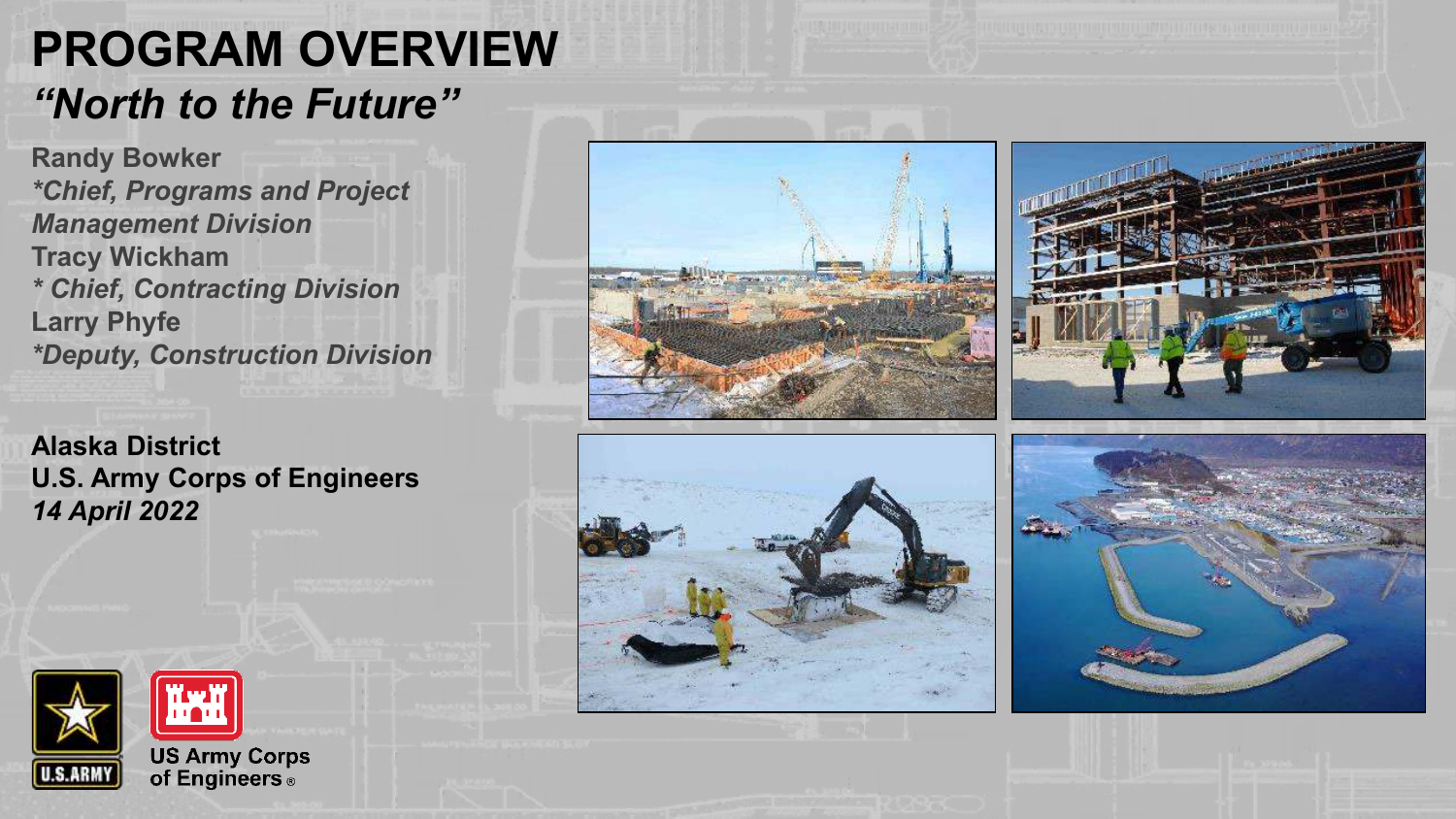# PROGRAM OVERVIEW

## *“North to the Future”*

**Randy Bowker**
***Chief, Programs and Project Management Division**
**Tracy Wickham**
***\* Chief, Contracting Division***
**Larry Phyfe**
***Deputy, Construction Division**

**Alaska District**
**U.S. Army Corps of Engineers**
***14 April 2022***

U.S.ARMY

US Army Corps of Engineers®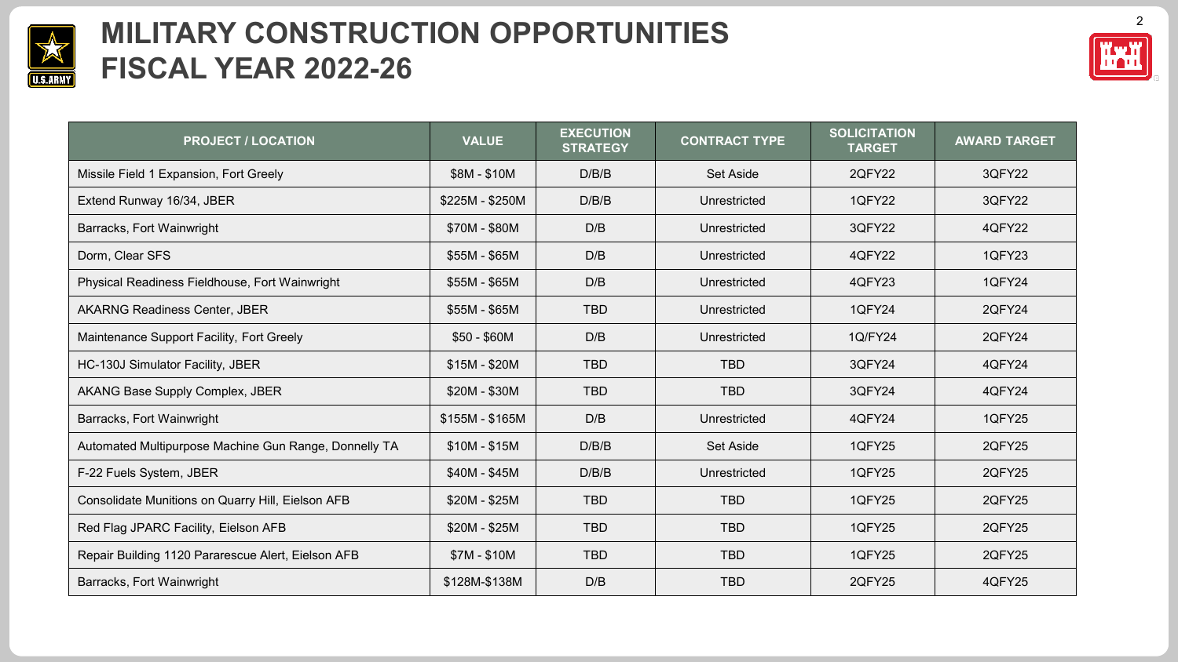# MILITARY CONSTRUCTION OPPORTUNITIES FISCAL YEAR 2022-26

| PROJECT / LOCATION | VALUE | EXECUTION STRATEGY | CONTRACT TYPE | SOLICITATION TARGET | AWARD TARGET |
|---|---|---|---|---|---|
| Missile Field 1 Expansion, Fort Greely | $8M - $10M | D/B/B | Set Aside | 2QFY22 | 3QFY22 |
| Extend Runway 16/34, JBER | $225M - $250M | D/B/B | Unrestricted | 1QFY22 | 3QFY22 |
| Barracks, Fort Wainwright | $70M - $80M | D/B | Unrestricted | 3QFY22 | 4QFY22 |
| Dorm, Clear SFS | $55M - $65M | D/B | Unrestricted | 4QFY22 | 1QFY23 |
| Physical Readiness Fieldhouse, Fort Wainwright | $55M - $65M | D/B | Unrestricted | 4QFY23 | 1QFY24 |
| AKARNG Readiness Center, JBER | $55M - $65M | TBD | Unrestricted | 1QFY24 | 2QFY24 |
| Maintenance Support Facility, Fort Greely | $50 - $60M | D/B | Unrestricted | 1Q/FY24 | 2QFY24 |
| HC-130J Simulator Facility, JBER | $15M - $20M | TBD | TBD | 3QFY24 | 4QFY24 |
| AKANG Base Supply Complex, JBER | $20M - $30M | TBD | TBD | 3QFY24 | 4QFY24 |
| Barracks, Fort Wainwright | $155M - $165M | D/B | Unrestricted | 4QFY24 | 1QFY25 |
| Automated Multipurpose Machine Gun Range, Donnelly TA | $10M - $15M | D/B/B | Set Aside | 1QFY25 | 2QFY25 |
| F-22 Fuels System, JBER | $40M - $45M | D/B/B | Unrestricted | 1QFY25 | 2QFY25 |
| Consolidate Munitions on Quarry Hill, Eielson AFB | $20M - $25M | TBD | TBD | 1QFY25 | 2QFY25 |
| Red Flag JPARC Facility, Eielson AFB | $20M - $25M | TBD | TBD | 1QFY25 | 2QFY25 |
| Repair Building 1120 Pararescue Alert, Eielson AFB | $7M - $10M | TBD | TBD | 1QFY25 | 2QFY25 |
| Barracks, Fort Wainwright | $128M-$138M | D/B | TBD | 2QFY25 | 4QFY25 |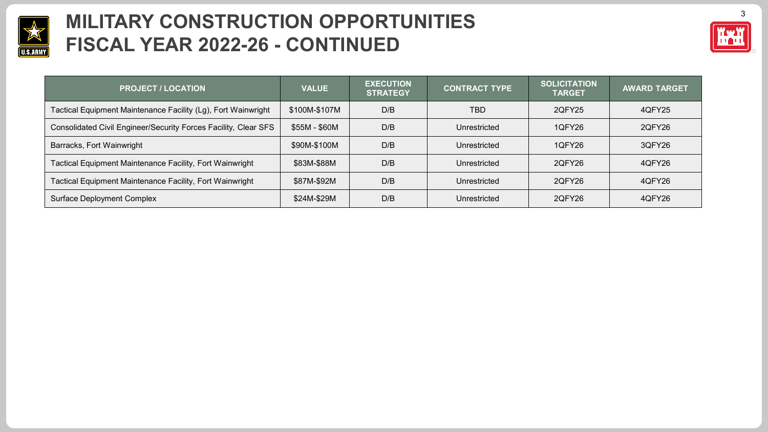# MILITARY CONSTRUCTION OPPORTUNITIES FISCAL YEAR 2022-26 - CONTINUED

| PROJECT / LOCATION | VALUE | EXECUTION STRATEGY | CONTRACT TYPE | SOLICITATION TARGET | AWARD TARGET |
|---|---|---|---|---|---|
| Tactical Equipment Maintenance Facility (Lg), Fort Wainwright | $100M-$107M | D/B | TBD | 2QFY25 | 4QFY25 |
| Consolidated Civil Engineer/Security Forces Facility, Clear SFS | $55M - $60M | D/B | Unrestricted | 1QFY26 | 2QFY26 |
| Barracks, Fort Wainwright | $90M-$100M | D/B | Unrestricted | 1QFY26 | 3QFY26 |
| Tactical Equipment Maintenance Facility, Fort Wainwright | $83M-$88M | D/B | Unrestricted | 2QFY26 | 4QFY26 |
| Tactical Equipment Maintenance Facility, Fort Wainwright | $87M-$92M | D/B | Unrestricted | 2QFY26 | 4QFY26 |
| Surface Deployment Complex | $24M-$29M | D/B | Unrestricted | 2QFY26 | 4QFY26 |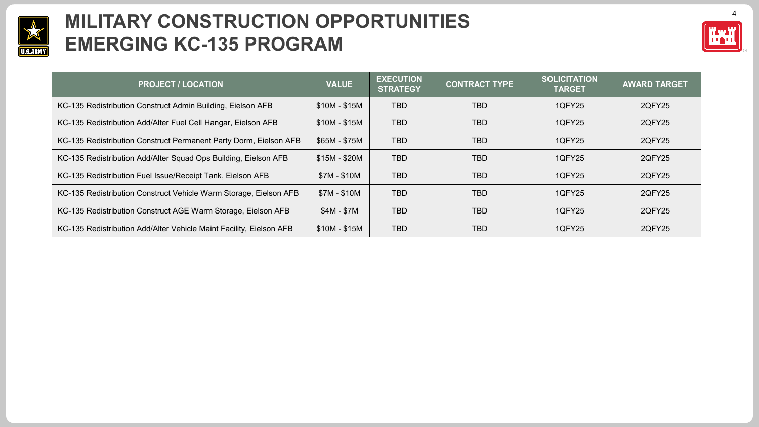# MILITARY CONSTRUCTION OPPORTUNITIES
# EMERGING KC-135 PROGRAM

| PROJECT / LOCATION | VALUE | EXECUTION STRATEGY | CONTRACT TYPE | SOLICITATION TARGET | AWARD TARGET |
|---|---|---|---|---|---|
| KC-135 Redistribution Construct Admin Building, Eielson AFB | $10M - $15M | TBD | TBD | 1QFY25 | 2QFY25 |
| KC-135 Redistribution Add/Alter Fuel Cell Hangar, Eielson AFB | $10M - $15M | TBD | TBD | 1QFY25 | 2QFY25 |
| KC-135 Redistribution Construct Permanent Party Dorm, Eielson AFB | $65M - $75M | TBD | TBD | 1QFY25 | 2QFY25 |
| KC-135 Redistribution Add/Alter Squad Ops Building, Eielson AFB | $15M - $20M | TBD | TBD | 1QFY25 | 2QFY25 |
| KC-135 Redistribution Fuel Issue/Receipt Tank, Eielson AFB | $7M - $10M | TBD | TBD | 1QFY25 | 2QFY25 |
| KC-135 Redistribution Construct Vehicle Warm Storage, Eielson AFB | $7M - $10M | TBD | TBD | 1QFY25 | 2QFY25 |
| KC-135 Redistribution Construct AGE Warm Storage, Eielson AFB | $4M - $7M | TBD | TBD | 1QFY25 | 2QFY25 |
| KC-135 Redistribution Add/Alter Vehicle Maint Facility, Eielson AFB | $10M - $15M | TBD | TBD | 1QFY25 | 2QFY25 |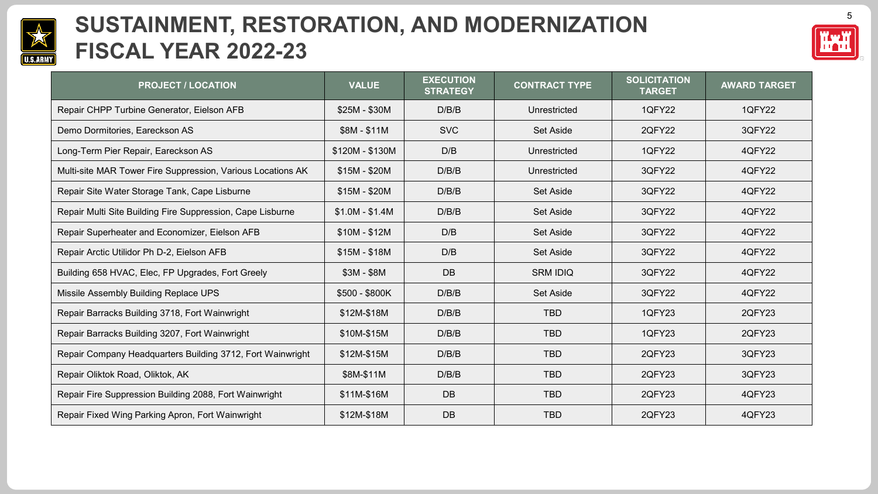# SUSTAINMENT, RESTORATION, AND MODERNIZATION FISCAL YEAR 2022-23

| PROJECT / LOCATION | VALUE | EXECUTION STRATEGY | CONTRACT TYPE | SOLICITATION TARGET | AWARD TARGET |
|---|---|---|---|---|---|
| Repair CHPP Turbine Generator, Eielson AFB | $25M - $30M | D/B/B | Unrestricted | 1QFY22 | 1QFY22 |
| Demo Dormitories, Eareckson AS | $8M - $11M | SVC | Set Aside | 2QFY22 | 3QFY22 |
| Long-Term Pier Repair, Eareckson AS | $120M - $130M | D/B | Unrestricted | 1QFY22 | 4QFY22 |
| Multi-site MAR Tower Fire Suppression, Various Locations AK | $15M - $20M | D/B/B | Unrestricted | 3QFY22 | 4QFY22 |
| Repair Site Water Storage Tank, Cape Lisburne | $15M - $20M | D/B/B | Set Aside | 3QFY22 | 4QFY22 |
| Repair Multi Site Building Fire Suppression, Cape Lisburne | $1.0M - $1.4M | D/B/B | Set Aside | 3QFY22 | 4QFY22 |
| Repair Superheater and Economizer, Eielson AFB | $10M - $12M | D/B | Set Aside | 3QFY22 | 4QFY22 |
| Repair Arctic Utilidor Ph D-2, Eielson AFB | $15M - $18M | D/B | Set Aside | 3QFY22 | 4QFY22 |
| Building 658 HVAC, Elec, FP Upgrades, Fort Greely | $3M - $8M | DB | SRM IDIQ | 3QFY22 | 4QFY22 |
| Missile Assembly Building Replace UPS | $500 - $800K | D/B/B | Set Aside | 3QFY22 | 4QFY22 |
| Repair Barracks Building 3718, Fort Wainwright | $12M-$18M | D/B/B | TBD | 1QFY23 | 2QFY23 |
| Repair Barracks Building 3207, Fort Wainwright | $10M-$15M | D/B/B | TBD | 1QFY23 | 2QFY23 |
| Repair Company Headquarters Building 3712, Fort Wainwright | $12M-$15M | D/B/B | TBD | 2QFY23 | 3QFY23 |
| Repair Oliktok Road, Oliktok, AK | $8M-$11M | D/B/B | TBD | 2QFY23 | 3QFY23 |
| Repair Fire Suppression Building 2088, Fort Wainwright | $11M-$16M | DB | TBD | 2QFY23 | 4QFY23 |
| Repair Fixed Wing Parking Apron, Fort Wainwright | $12M-$18M | DB | TBD | 2QFY23 | 4QFY23 |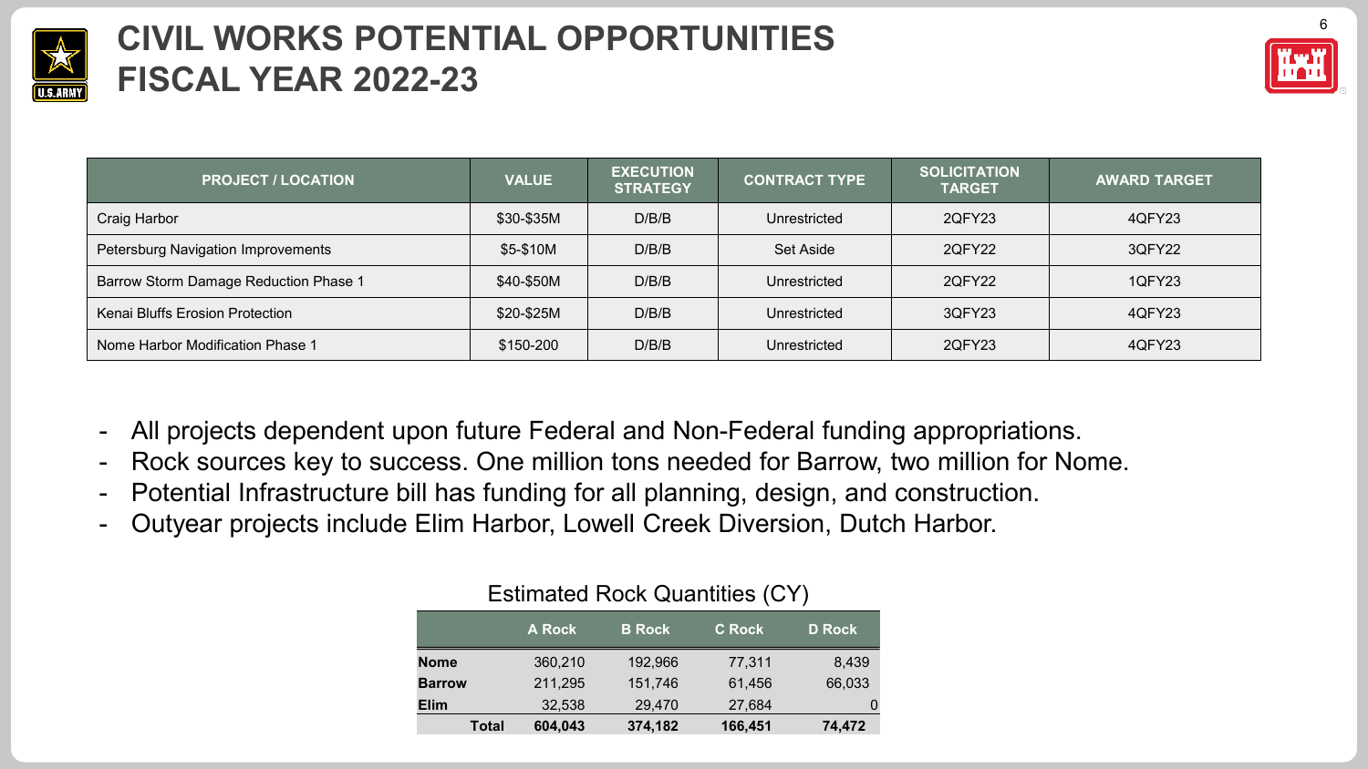# CIVIL WORKS POTENTIAL OPPORTUNITIES FISCAL YEAR 2022-23

| PROJECT / LOCATION | VALUE | EXECUTION STRATEGY | CONTRACT TYPE | SOLICITATION TARGET | AWARD TARGET |
|---|---|---|---|---|---|
| Craig Harbor | $30-$35M | D/B/B | Unrestricted | 2QFY23 | 4QFY23 |
| Petersburg Navigation Improvements | $5-$10M | D/B/B | Set Aside | 2QFY22 | 3QFY22 |
| Barrow Storm Damage Reduction Phase 1 | $40-$50M | D/B/B | Unrestricted | 2QFY22 | 1QFY23 |
| Kenai Bluffs Erosion Protection | $20-$25M | D/B/B | Unrestricted | 3QFY23 | 4QFY23 |
| Nome Harbor Modification Phase 1 | $150-200 | D/B/B | Unrestricted | 2QFY23 | 4QFY23 |

- All projects dependent upon future Federal and Non-Federal funding appropriations.
- Rock sources key to success. One million tons needed for Barrow, two million for Nome.
- Potential Infrastructure bill has funding for all planning, design, and construction.
- Outyear projects include Elim Harbor, Lowell Creek Diversion, Dutch Harbor.

Estimated Rock Quantities (CY)

| | A Rock | B Rock | C Rock | D Rock |
|---|---|---|---|---|
| **Nome** | 360,210 | 192,966 | 77,311 | 8,439 |
| **Barrow** | 211,295 | 151,746 | 61,456 | 66,033 |
| **Elim** | 32,538 | 29,470 | 27,684 | 0 |
| **Total** | **604,043** | **374,182** | **166,451** | **74,472** |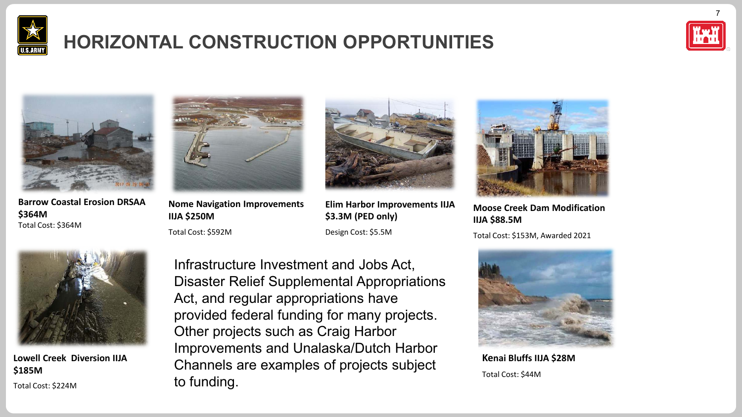# HORIZONTAL CONSTRUCTION OPPORTUNITIES

**Barrow Coastal Erosion DRSAA $364M**
Total Cost: $364M

**Nome Navigation Improvements IIJA $250M**
Total Cost: $592M

**Elim Harbor Improvements IIJA $3.3M (PED only)**
Design Cost: $5.5M

**Moose Creek Dam Modification IIJA $88.5M**
Total Cost: $153M, Awarded 2021

**Lowell Creek Diversion IIJA $185M**
Total Cost: $224M

Infrastructure Investment and Jobs Act, Disaster Relief Supplemental Appropriations Act, and regular appropriations have provided federal funding for many projects. Other projects such as Craig Harbor Improvements and Unalaska/Dutch Harbor Channels are examples of projects subject to funding.

**Kenai Bluffs IIJA $28M**
Total Cost: $44M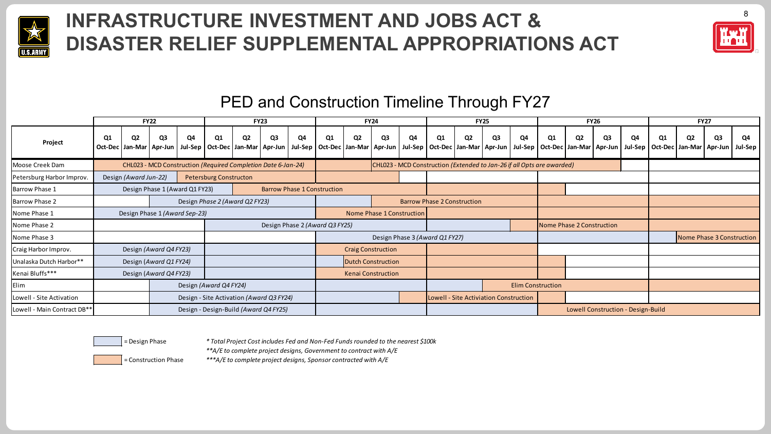# INFRASTRUCTURE INVESTMENT AND JOBS ACT & DISASTER RELIEF SUPPLEMENTAL APPROPRIATIONS ACT

## PED and Construction Timeline Through FY27

| Project | FY22 Q1 Oct-Dec | FY22 Q2 Jan-Mar | FY22 Q3 Apr-Jun | FY22 Q4 Jul-Sep | FY23 Q1 Oct-Dec | FY23 Q2 Jan-Mar | FY23 Q3 Apr-Jun | FY23 Q4 Jul-Sep | FY24 Q1 Oct-Dec | FY24 Q2 Jan-Mar | FY24 Q3 Apr-Jun | FY24 Q4 Jul-Sep | FY25 Q1 Oct-Dec | FY25 Q2 Jan-Mar | FY25 Q3 Apr-Jun | FY25 Q4 Jul-Sep | FY26 Q1 Oct-Dec | FY26 Q2 Jan-Mar | FY26 Q3 Apr-Jun | FY26 Q4 Jul-Sep | FY27 Q1 Oct-Dec | FY27 Q2 Jan-Mar | FY27 Q3 Apr-Jun | FY27 Q4 Jul-Sep |
|---|---|---|---|---|---|---|---|---|---|---|---|---|---|---|---|---|---|---|---|---|---|---|---|---|
| Moose Creek Dam | CHL023 - MCD Construction *(Required Completion Date 6-Jan-24)* | | | | | | | | | | CHL023 - MCD Construction *(Extended to Jan-26 if all Opts are awarded)* | | | | | | | | | | | | | |
| Petersburg Harbor Improv. | Design *(Award Jun-22)* | | | Petersburg Constructon | | | | | | | | | | | | | | | | | | | | |
| Barrow Phase 1 | Design Phase 1 (Award Q1 FY23) | | | | | Barrow Phase 1 Construction | | | | | | | | | | | | | | | | | | |
| Barrow Phase 2 | | | Design *Phase 2 (Award Q2 FY23)* | | | | | | | | | Barrow Phase 2 Construction | | | | | | | | | | | | |
| Nome Phase 1 | Design Phase 1 *(Award Sep-23)* | | | | | | | | Nome Phase 1 Construction | | | | | | | | | | | | | | | |
| Nome Phase 2 | | | | | Design Phase 2 *(Award Q3 FY25)* | | | | | | | | | | | | Nome Phase 2 Construction | | | | | | | |
| Nome Phase 3 | | | | | | | | | Design Phase 3 *(Award Q1 FY27)* | | | | | | | | | | | | | Nome Phase 3 Construction | | |
| Craig Harbor Improv. | Design *(Award Q4 FY23)* | | | | | | | | Craig Construction | | | | | | | | | | | | | | | |
| Unalaska Dutch Harbor** | Design *(Award Q1 FY24)* | | | | | | | | | Dutch Construction | | | | | | | | | | | | | | |
| Kenai Bluffs*** | Design *(Award Q4 FY23)* | | | | | | | | Kenai Construction | | | | | | | | | | | | | | | |
| Elim | | | Design *(Award Q4 FY24)* | | | | | | | | | | | | Elim Construction | | | | | | | | | |
| Lowell - Site Activation | | | Design - Site Activation *(Award Q3 FY24)* | | | | | | | | | | Lowell - Site Activiation Construction | | | | | | | | | | | |
| Lowell - Main Contract DB** | | | Design - Design-Build *(Award Q4 FY25)* | | | | | | | | | | | | | | Lowell Construction - Design-Build | | | | | | | |

= Design Phase

= Construction Phase

*\* Total Project Cost includes Fed and Non-Fed Funds rounded to the nearest $100k*

*\*\*A/E to complete project designs, Government to contract with A/E*

*\*\*\*A/E to complete project designs, Sponsor contracted with A/E*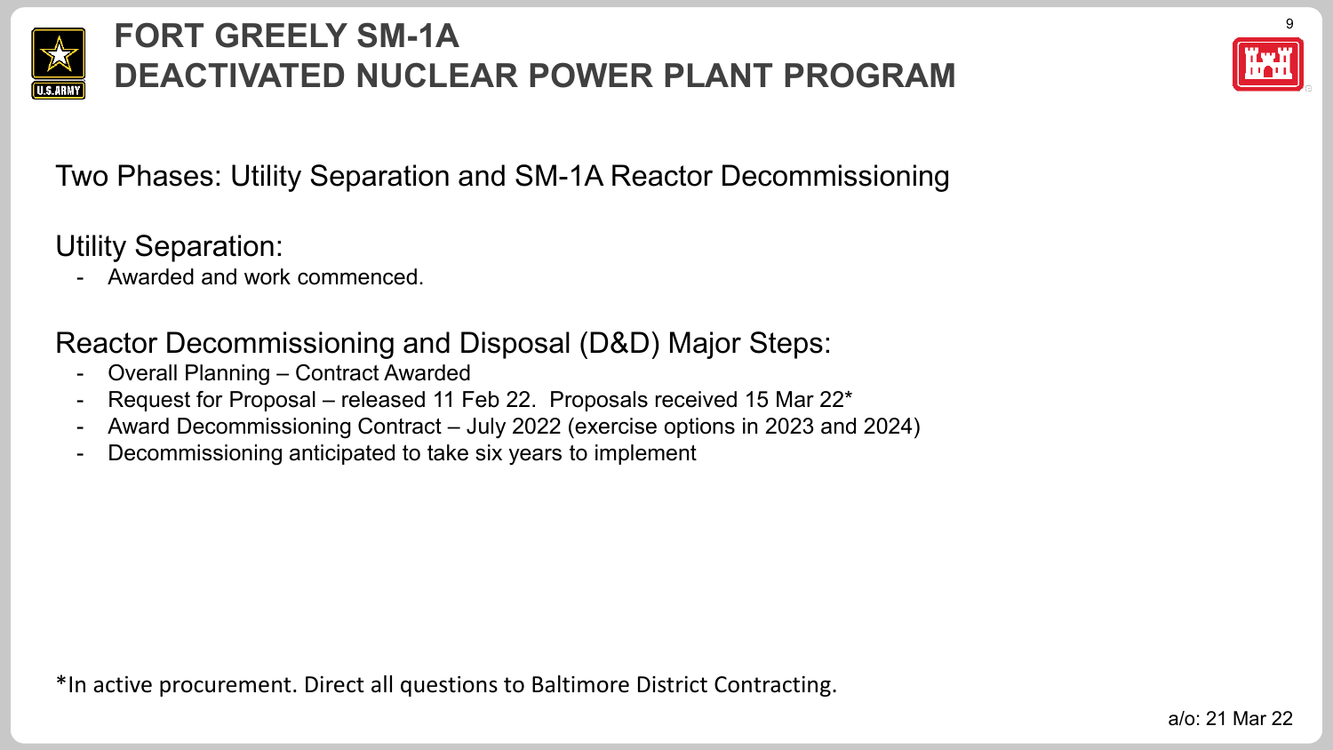# FORT GREELY SM-1A DEACTIVATED NUCLEAR POWER PLANT PROGRAM

Two Phases: Utility Separation and SM-1A Reactor Decommissioning

Utility Separation:

- Awarded and work commenced.

Reactor Decommissioning and Disposal (D&D) Major Steps:

- Overall Planning – Contract Awarded
- Request for Proposal – released 11 Feb 22. Proposals received 15 Mar 22*
- Award Decommissioning Contract – July 2022 (exercise options in 2023 and 2024)
- Decommissioning anticipated to take six years to implement

*In active procurement. Direct all questions to Baltimore District Contracting.

a/o: 21 Mar 22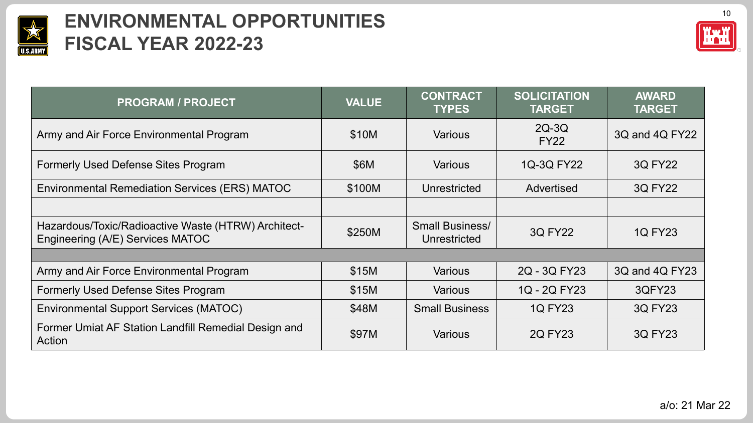# ENVIRONMENTAL OPPORTUNITIES FISCAL YEAR 2022-23

| PROGRAM / PROJECT | VALUE | CONTRACT TYPES | SOLICITATION TARGET | AWARD TARGET |
|---|---|---|---|---|
| Army and Air Force Environmental Program | $10M | Various | 2Q-3Q FY22 | 3Q and 4Q FY22 |
| Formerly Used Defense Sites Program | $6M | Various | 1Q-3Q FY22 | 3Q FY22 |
| Environmental Remediation Services (ERS) MATOC | $100M | Unrestricted | Advertised | 3Q FY22 |
| | | | | |
| Hazardous/Toxic/Radioactive Waste (HTRW) Architect-Engineering (A/E) Services MATOC | $250M | Small Business/ Unrestricted | 3Q FY22 | 1Q FY23 |
| | | | | |
| Army and Air Force Environmental Program | $15M | Various | 2Q - 3Q FY23 | 3Q and 4Q FY23 |
| Formerly Used Defense Sites Program | $15M | Various | 1Q - 2Q FY23 | 3QFY23 |
| Environmental Support Services (MATOC) | $48M | Small Business | 1Q FY23 | 3Q FY23 |
| Former Umiat AF Station Landfill Remedial Design and Action | $97M | Various | 2Q FY23 | 3Q FY23 |

a/o: 21 Mar 22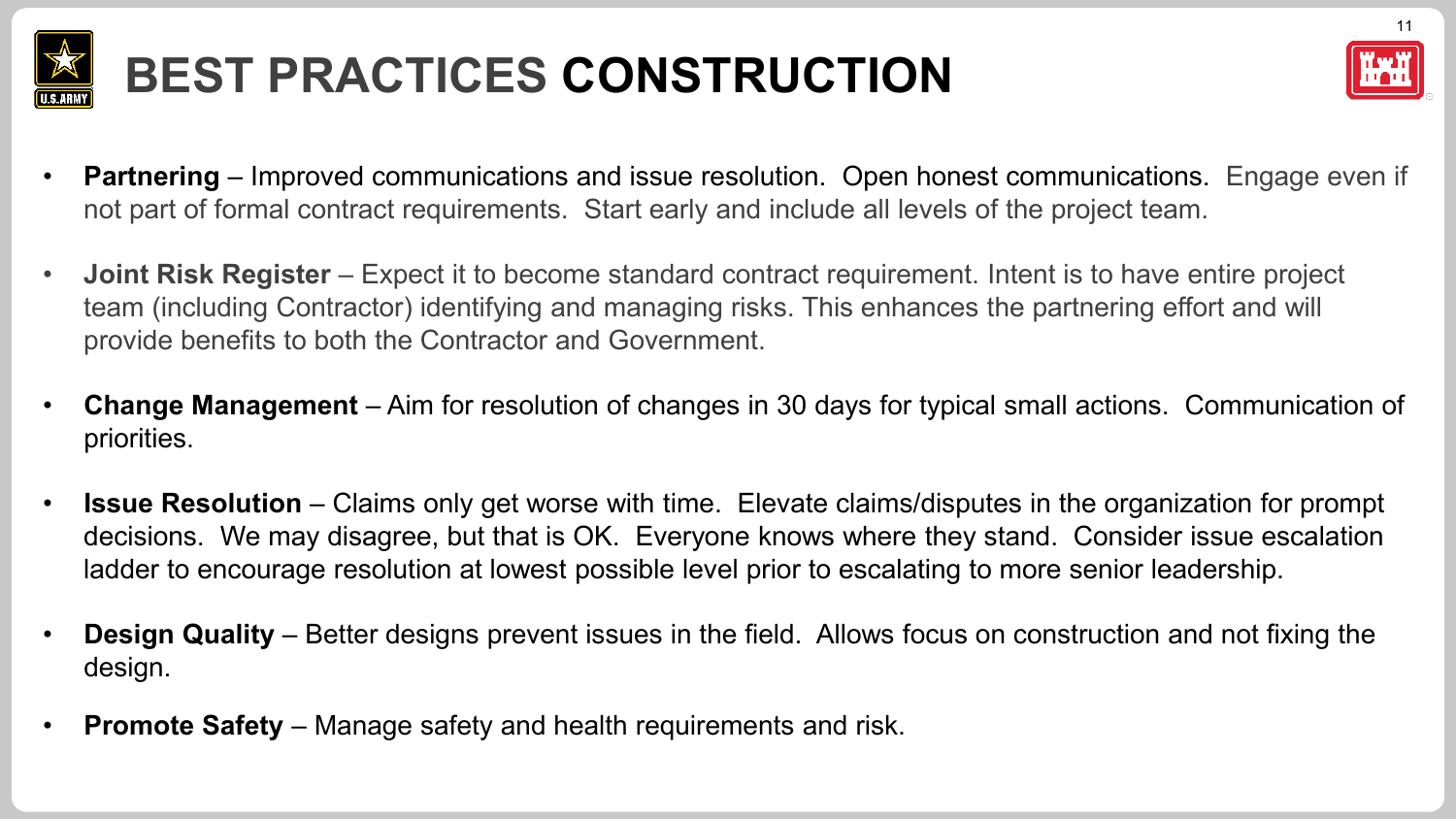# BEST PRACTICES CONSTRUCTION

- **Partnering** – Improved communications and issue resolution. Open honest communications. Engage even if not part of formal contract requirements. Start early and include all levels of the project team.

- **Joint Risk Register** – Expect it to become standard contract requirement. Intent is to have entire project team (including Contractor) identifying and managing risks. This enhances the partnering effort and will provide benefits to both the Contractor and Government.

- **Change Management** – Aim for resolution of changes in 30 days for typical small actions. Communication of priorities.

- **Issue Resolution** – Claims only get worse with time. Elevate claims/disputes in the organization for prompt decisions. We may disagree, but that is OK. Everyone knows where they stand. Consider issue escalation ladder to encourage resolution at lowest possible level prior to escalating to more senior leadership.

- **Design Quality** – Better designs prevent issues in the field. Allows focus on construction and not fixing the design.

- **Promote Safety** – Manage safety and health requirements and risk.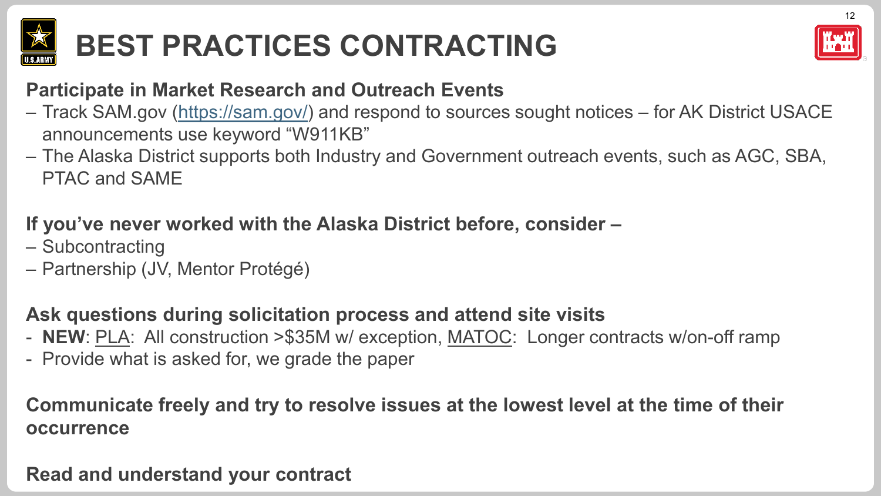# BEST PRACTICES CONTRACTING

**Participate in Market Research and Outreach Events**

- Track SAM.gov (https://sam.gov/) and respond to sources sought notices – for AK District USACE announcements use keyword "W911KB"
- The Alaska District supports both Industry and Government outreach events, such as AGC, SBA, PTAC and SAME

**If you've never worked with the Alaska District before, consider –**

- Subcontracting
- Partnership (JV, Mentor Protégé)

**Ask questions during solicitation process and attend site visits**

- **NEW**: PLA: All construction >$35M w/ exception, MATOC: Longer contracts w/on-off ramp
- Provide what is asked for, we grade the paper

**Communicate freely and try to resolve issues at the lowest level at the time of their occurrence**

**Read and understand your contract**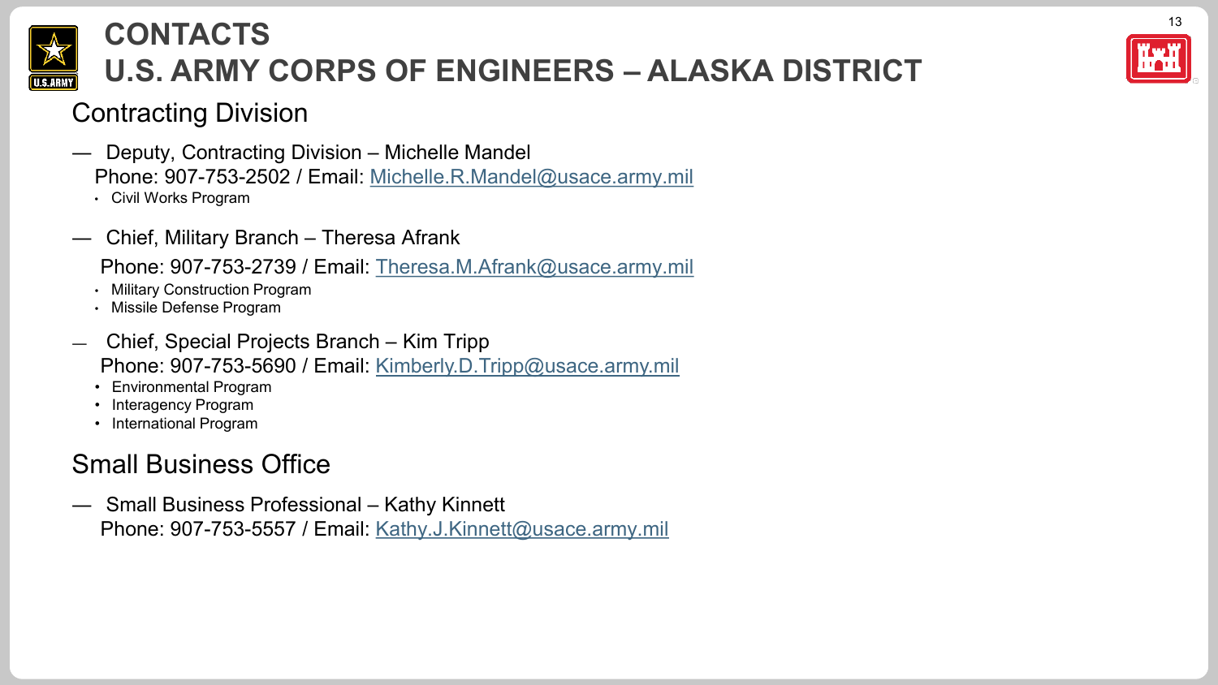# CONTACTS
# U.S. ARMY CORPS OF ENGINEERS – ALASKA DISTRICT

## Contracting Division

— Deputy, Contracting Division – Michelle Mandel
Phone: 907-753-2502 / Email: Michelle.R.Mandel@usace.army.mil

- Civil Works Program

— Chief, Military Branch – Theresa Afrank
Phone: 907-753-2739 / Email: Theresa.M.Afrank@usace.army.mil

- Military Construction Program
- Missile Defense Program

— Chief, Special Projects Branch – Kim Tripp
Phone: 907-753-5690 / Email: Kimberly.D.Tripp@usace.army.mil

- Environmental Program
- Interagency Program
- International Program

## Small Business Office

— Small Business Professional – Kathy Kinnett
Phone: 907-753-5557 / Email: Kathy.J.Kinnett@usace.army.mil